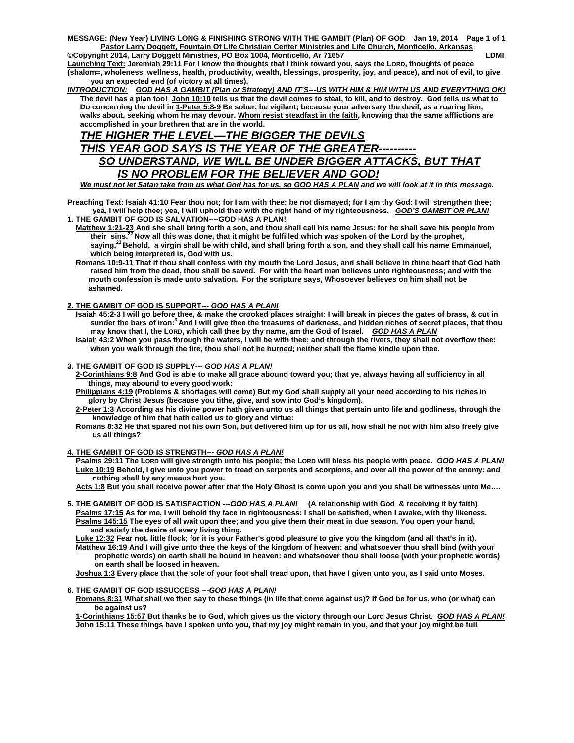**MESSAGE: (New Year) LIVING LONG & FINISHING STRONG WITH THE GAMBIT (Plan) OF GOD Jan 19, 2014 Page 1 of 1**
**Pastor Larry Doggett, Fountain Of Life Christian Center Ministries and Life Church, Monticello, Arkansas**
**©Copyright 2014, Larry Doggett Ministries, PO Box 1004, Monticello, Ar 71657 LDMI**

**Launching Text: Jeremiah 29:11 For I know the thoughts that I think toward you, says the LORD, thoughts of peace (shalom=, wholeness, wellness, health, productivity, wealth, blessings, prosperity, joy, and peace), and not of evil, to give you an expected end (of victory at all times).**

***INTRODUCTION: GOD HAS A GAMBIT (Plan or Strategy) AND IT'S---US WITH HIM & HIM WITH US AND EVERYTHING OK!***
**The devil has a plan too! John 10:10 tells us that the devil comes to steal, to kill, and to destroy. God tells us what to Do concerning the devil in 1-Peter 5:8-9 Be sober, be vigilant; because your adversary the devil, as a roaring lion, walks about, seeking whom he may devour. Whom resist steadfast in the faith, knowing that the same afflictions are accomplished in your brethren that are in the world.**

## *THE HIGHER THE LEVEL—THE BIGGER THE DEVILS*
## *THIS YEAR GOD SAYS IS THE YEAR OF THE GREATER----------*
## *SO UNDERSTAND, WE WILL BE UNDER BIGGER ATTACKS, BUT THAT IS NO PROBLEM FOR THE BELIEVER AND GOD!*

***We must not let Satan take from us what God has for us, so GOD HAS A PLAN and we will look at it in this message.***

**Preaching Text: Isaiah 41:10 Fear thou not; for I am with thee: be not dismayed; for I am thy God: I will strengthen thee; yea, I will help thee; yea, I will uphold thee with the right hand of my righteousness. *GOD'S GAMBIT OR PLAN!***

### 1. THE GAMBIT OF GOD IS SALVATION----GOD HAS A PLAN!

**Matthew 1:21-23 And she shall bring forth a son, and thou shall call his name JESUS: for he shall save his people from their sins.[22] Now all this was done, that it might be fulfilled which was spoken of the Lord by the prophet, saying,[23] Behold, a virgin shall be with child, and shall bring forth a son, and they shall call his name Emmanuel, which being interpreted is, God with us.**

**Romans 10:9-11 That if thou shall confess with thy mouth the Lord Jesus, and shall believe in thine heart that God hath raised him from the dead, thou shall be saved. For with the heart man believes unto righteousness; and with the mouth confession is made unto salvation. For the scripture says, Whosoever believes on him shall not be ashamed.**

### 2. THE GAMBIT OF GOD IS SUPPORT--- *GOD HAS A PLAN!*

**Isaiah 45:2-3 I will go before thee, & make the crooked places straight: I will break in pieces the gates of brass, & cut in sunder the bars of iron:[3] And I will give thee the treasures of darkness, and hidden riches of secret places, that thou may know that I, the LORD, which call thee by thy name, am the God of Israel. *GOD HAS A PLAN***

**Isaiah 43:2 When you pass through the waters, I will be with thee; and through the rivers, they shall not overflow thee: when you walk through the fire, thou shall not be burned; neither shall the flame kindle upon thee.**

### 3. THE GAMBIT OF GOD IS SUPPLY--- *GOD HAS A PLAN!*

**2-Corinthians 9:8 And God is able to make all grace abound toward you; that ye, always having all sufficiency in all things, may abound to every good work:**

**Philippians 4:19 (Problems & shortages will come) But my God shall supply all your need according to his riches in glory by Christ Jesus (because you tithe, give, and sow into God's kingdom).**

**2-Peter 1:3 According as his divine power hath given unto us all things that pertain unto life and godliness, through the knowledge of him that hath called us to glory and virtue:**

**Romans 8:32 He that spared not his own Son, but delivered him up for us all, how shall he not with him also freely give us all things?**

### 4. THE GAMBIT OF GOD IS STRENGTH--- *GOD HAS A PLAN!*

**Psalms 29:11 The LORD will give strength unto his people; the LORD will bless his people with peace. *GOD HAS A PLAN!***

**Luke 10:19 Behold, I give unto you power to tread on serpents and scorpions, and over all the power of the enemy: and nothing shall by any means hurt you.**

**Acts 1:8 But you shall receive power after that the Holy Ghost is come upon you and you shall be witnesses unto Me….**

### 5. THE GAMBIT OF GOD IS SATISFACTION ---*GOD HAS A PLAN!* (A relationship with God & receiving it by faith)

**Psalms 17:15 As for me, I will behold thy face in righteousness: I shall be satisfied, when I awake, with thy likeness.**

**Psalms 145:15 The eyes of all wait upon thee; and you give them their meat in due season. You open your hand, and satisfy the desire of every living thing.**

**Luke 12:32 Fear not, little flock; for it is your Father's good pleasure to give you the kingdom (and all that's in it).**

**Matthew 16:19 And I will give unto thee the keys of the kingdom of heaven: and whatsoever thou shall bind (with your prophetic words) on earth shall be bound in heaven: and whatsoever thou shall loose (with your prophetic words) on earth shall be loosed in heaven.**

**Joshua 1:3 Every place that the sole of your foot shall tread upon, that have I given unto you, as I said unto Moses.**

### 6. THE GAMBIT OF GOD ISSUCCESS ---*GOD HAS A PLAN!*

**Romans 8:31 What shall we then say to these things (in life that come against us)? If God be for us, who (or what) can be against us?**

**1-Corinthians 15:57 But thanks be to God, which gives us the victory through our Lord Jesus Christ. *GOD HAS A PLAN!***

**John 15:11 These things have I spoken unto you, that my joy might remain in you, and that your joy might be full.**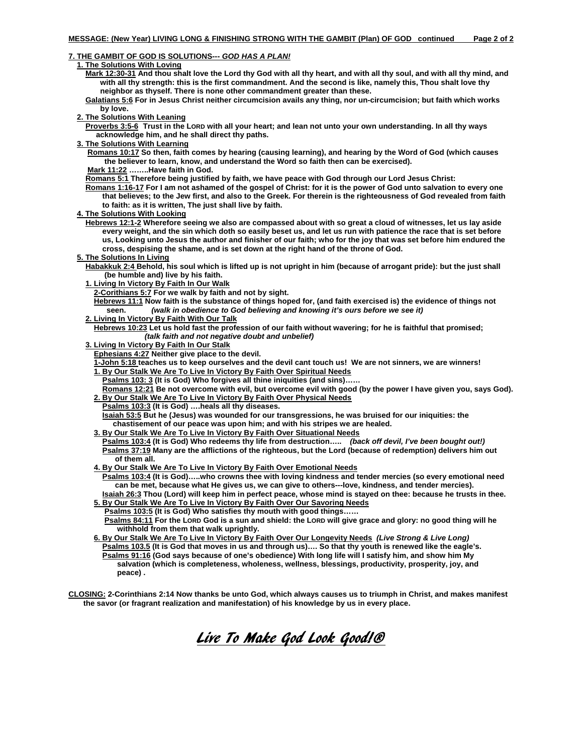**7. THE GAMBIT OF GOD IS SOLUTIONS--- *GOD HAS A PLAN!***

**1. The Solutions With Loving**

**Mark 12:30-31 And thou shalt love the Lord thy God with all thy heart, and with all thy soul, and with all thy mind, and with all thy strength: this is the first commandment. And the second is like, namely this, Thou shalt love thy neighbor as thyself. There is none other commandment greater than these.**

**Galatians 5:6 For in Jesus Christ neither circumcision avails any thing, nor un-circumcision; but faith which works by love.**

**2. The Solutions With Leaning**

**Proverbs 3:5-6 Trust in the LORD with all your heart; and lean not unto your own understanding. In all thy ways acknowledge him, and he shall direct thy paths.**

**3. The Solutions With Learning**

**Romans 10:17 So then, faith comes by hearing (causing learning), and hearing by the Word of God (which causes the believer to learn, know, and understand the Word so faith then can be exercised).**

**Mark 11:22 ……..Have faith in God.**

**Romans 5:1 Therefore being justified by faith, we have peace with God through our Lord Jesus Christ:**

**Romans 1:16-17 For I am not ashamed of the gospel of Christ: for it is the power of God unto salvation to every one that believes; to the Jew first, and also to the Greek. For therein is the righteousness of God revealed from faith to faith: as it is written, The just shall live by faith.**

**4. The Solutions With Looking**

**Hebrews 12:1-2 Wherefore seeing we also are compassed about with so great a cloud of witnesses, let us lay aside every weight, and the sin which doth so easily beset us, and let us run with patience the race that is set before us, Looking unto Jesus the author and finisher of our faith; who for the joy that was set before him endured the cross, despising the shame, and is set down at the right hand of the throne of God.**

**5. The Solutions In Living**

**Habakkuk 2:4 Behold, his soul which is lifted up is not upright in him (because of arrogant pride): but the just shall (be humble and) live by his faith.**

**1. Living In Victory By Faith In Our Walk**

**2-Corithians 5:7 For we walk by faith and not by sight.**

**Hebrews 11:1 Now faith is the substance of things hoped for, (and faith exercised is) the evidence of things not seen.** ***(walk in obedience to God believing and knowing it's ours before we see it)***

**2. Living In Victory By Faith With Our Talk**

**Hebrews 10:23 Let us hold fast the profession of our faith without wavering; for he is faithful that promised;** ***(talk faith and not negative doubt and unbelief)***

**3. Living In Victory By Faith In Our Stalk**

**Ephesians 4:27 Neither give place to the devil.**

**1-John 5:18 teaches us to keep ourselves and the devil cant touch us! We are not sinners, we are winners!**

**1. By Our Stalk We Are To Live In Victory By Faith Over Spiritual Needs**

**Psalms 103: 3 (It is God) Who forgives all thine iniquities (and sins)……**

**Romans 12:21 Be not overcome with evil, but overcome evil with good (by the power I have given you, says God).**

**2. By Our Stalk We Are To Live In Victory By Faith Over Physical Needs**

**Psalms 103:3 (It is God) ….heals all thy diseases.**

**Isaiah 53:5 But he (Jesus) was wounded for our transgressions, he was bruised for our iniquities: the chastisement of our peace was upon him; and with his stripes we are healed.**

**3. By Our Stalk We Are To Live In Victory By Faith Over Situational Needs**

**Psalms 103:4 (It is God) Who redeems thy life from destruction…..** ***(back off devil, I've been bought out!)***

**Psalms 37:19 Many are the afflictions of the righteous, but the Lord (because of redemption) delivers him out of them all.**

**4. By Our Stalk We Are To Live In Victory By Faith Over Emotional Needs**

**Psalms 103:4 (It is God)…..who crowns thee with loving kindness and tender mercies (so every emotional need can be met, because what He gives us, we can give to others---love, kindness, and tender mercies).**

**Isaiah 26:3 Thou (Lord) will keep him in perfect peace, whose mind is stayed on thee: because he trusts in thee.**

**5. By Our Stalk We Are To Live In Victory By Faith Over Our Savoring Needs**

**Psalms 103:5 (It is God) Who satisfies thy mouth with good things……**

**Psalms 84:11 For the LORD God is a sun and shield: the LORD will give grace and glory: no good thing will he withhold from them that walk uprightly.**

**6. By Our Stalk We Are To Live In Victory By Faith Over Our Longevity Needs** ***(Live Strong & Live Long)***

**Psalms 103.5 (It is God that moves in us and through us)…. So that thy youth is renewed like the eagle's.**

**Psalms 91:16 (God says because of one's obedience) With long life will I satisfy him, and show him My salvation (which is completeness, wholeness, wellness, blessings, productivity, prosperity, joy, and peace) .**

**CLOSING: 2-Corinthians 2:14 Now thanks be unto God, which always causes us to triumph in Christ, and makes manifest the savor (or fragrant realization and manifestation) of his knowledge by us in every place.**

***Live To Make God Look Good!®***